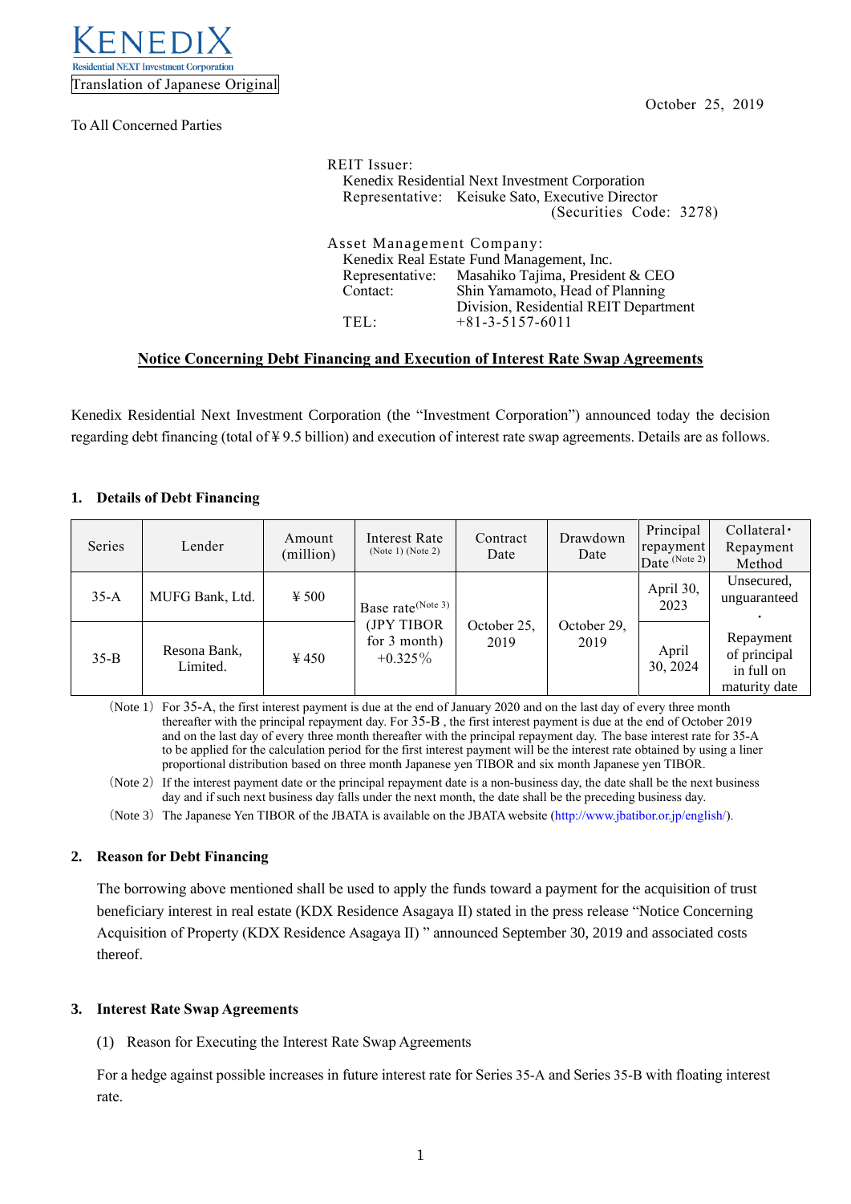KENEDIX
Residential NEXT Investment Corporation

Translation of Japanese Original

October 25, 2019

To All Concerned Parties

REIT Issuer:
Kenedix Residential Next Investment Corporation
Representative: Keisuke Sato, Executive Director
(Securities Code: 3278)

Asset Management Company:
Kenedix Real Estate Fund Management, Inc.
Representative: Masahiko Tajima, President & CEO
Contact: Shin Yamamoto, Head of Planning Division, Residential REIT Department
TEL: +81-3-5157-6011

## Notice Concerning Debt Financing and Execution of Interest Rate Swap Agreements

Kenedix Residential Next Investment Corporation (the "Investment Corporation") announced today the decision regarding debt financing (total of ¥9.5 billion) and execution of interest rate swap agreements. Details are as follows.

### 1. Details of Debt Financing

| Series | Lender | Amount (million) | Interest Rate (Note 1) (Note 2) | Contract Date | Drawdown Date | Principal repayment Date (Note 2) | Collateral・Repayment Method |
|---|---|---|---|---|---|---|---|
| 35-A | MUFG Bank, Ltd. | ¥500 | Base rate(Note 3) (JPY TIBOR for 3 month) +0.325% | October 25, 2019 | October 29, 2019 | April 30, 2023 | Unsecured, unguaranteed・Repayment of principal in full on maturity date |
| 35-B | Resona Bank, Limited. | ¥450 | | | | April 30, 2024 | |

(Note 1) For 35-A, the first interest payment is due at the end of January 2020 and on the last day of every three month thereafter with the principal repayment day. For 35-B, the first interest payment is due at the end of October 2019 and on the last day of every three month thereafter with the principal repayment day. The base interest rate for 35-A to be applied for the calculation period for the first interest payment will be the interest rate obtained by using a liner proportional distribution based on three month Japanese yen TIBOR and six month Japanese yen TIBOR.

(Note 2) If the interest payment date or the principal repayment date is a non-business day, the date shall be the next business day and if such next business day falls under the next month, the date shall be the preceding business day.

(Note 3) The Japanese Yen TIBOR of the JBATA is available on the JBATA website (http://www.jbatibor.or.jp/english/).

### 2. Reason for Debt Financing

The borrowing above mentioned shall be used to apply the funds toward a payment for the acquisition of trust beneficiary interest in real estate (KDX Residence Asagaya II) stated in the press release "Notice Concerning Acquisition of Property (KDX Residence Asagaya II) " announced September 30, 2019 and associated costs thereof.

### 3. Interest Rate Swap Agreements

(1) Reason for Executing the Interest Rate Swap Agreements

For a hedge against possible increases in future interest rate for Series 35-A and Series 35-B with floating interest rate.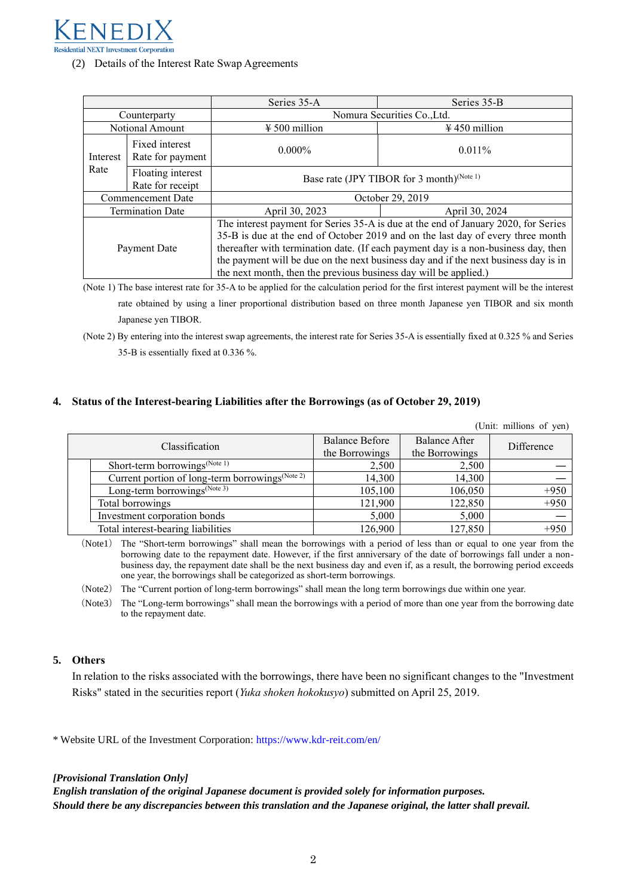(2) Details of the Interest Rate Swap Agreements

| | | Series 35-A | Series 35-B |
|---|---|---|---|
| Counterparty | | Nomura Securities Co.,Ltd. | |
| Notional Amount | | ¥ 500 million | ¥ 450 million |
| Interest Rate | Fixed interest Rate for payment | 0.000% | 0.011% |
| | Floating interest Rate for receipt | Base rate (JPY TIBOR for 3 month)(Note 1) | |
| Commencement Date | | October 29, 2019 | |
| Termination Date | | April 30, 2023 | April 30, 2024 |
| Payment Date | | The interest payment for Series 35-A is due at the end of January 2020, for Series 35-B is due at the end of October 2019 and on the last day of every three month thereafter with termination date. (If each payment day is a non-business day, then the payment will be due on the next business day and if the next business day is in the next month, then the previous business day will be applied.) | |

(Note 1) The base interest rate for 35-A to be applied for the calculation period for the first interest payment will be the interest rate obtained by using a liner proportional distribution based on three month Japanese yen TIBOR and six month Japanese yen TIBOR.

(Note 2) By entering into the interest swap agreements, the interest rate for Series 35-A is essentially fixed at 0.325 % and Series 35-B is essentially fixed at 0.336 %.

## 4. Status of the Interest-bearing Liabilities after the Borrowings (as of October 29, 2019)

(Unit: millions of yen)

| Classification | Balance Before the Borrowings | Balance After the Borrowings | Difference |
|---|---|---|---|
| Short-term borrowings(Note 1) | 2,500 | 2,500 | — |
| Current portion of long-term borrowings(Note 2) | 14,300 | 14,300 | — |
| Long-term borrowings(Note 3) | 105,100 | 106,050 | +950 |
| Total borrowings | 121,900 | 122,850 | +950 |
| Investment corporation bonds | 5,000 | 5,000 | — |
| Total interest-bearing liabilities | 126,900 | 127,850 | +950 |

(Note1) The "Short-term borrowings" shall mean the borrowings with a period of less than or equal to one year from the borrowing date to the repayment date. However, if the first anniversary of the date of borrowings fall under a non-business day, the repayment date shall be the next business day and even if, as a result, the borrowing period exceeds one year, the borrowings shall be categorized as short-term borrowings.

(Note2) The "Current portion of long-term borrowings" shall mean the long term borrowings due within one year.

(Note3) The "Long-term borrowings" shall mean the borrowings with a period of more than one year from the borrowing date to the repayment date.

## 5. Others

In relation to the risks associated with the borrowings, there have been no significant changes to the "Investment Risks" stated in the securities report (*Yuka shoken hokokusyo*) submitted on April 25, 2019.

* Website URL of the Investment Corporation: https://www.kdr-reit.com/en/

***[Provisional Translation Only]***
***English translation of the original Japanese document is provided solely for information purposes.***
***Should there be any discrepancies between this translation and the Japanese original, the latter shall prevail.***